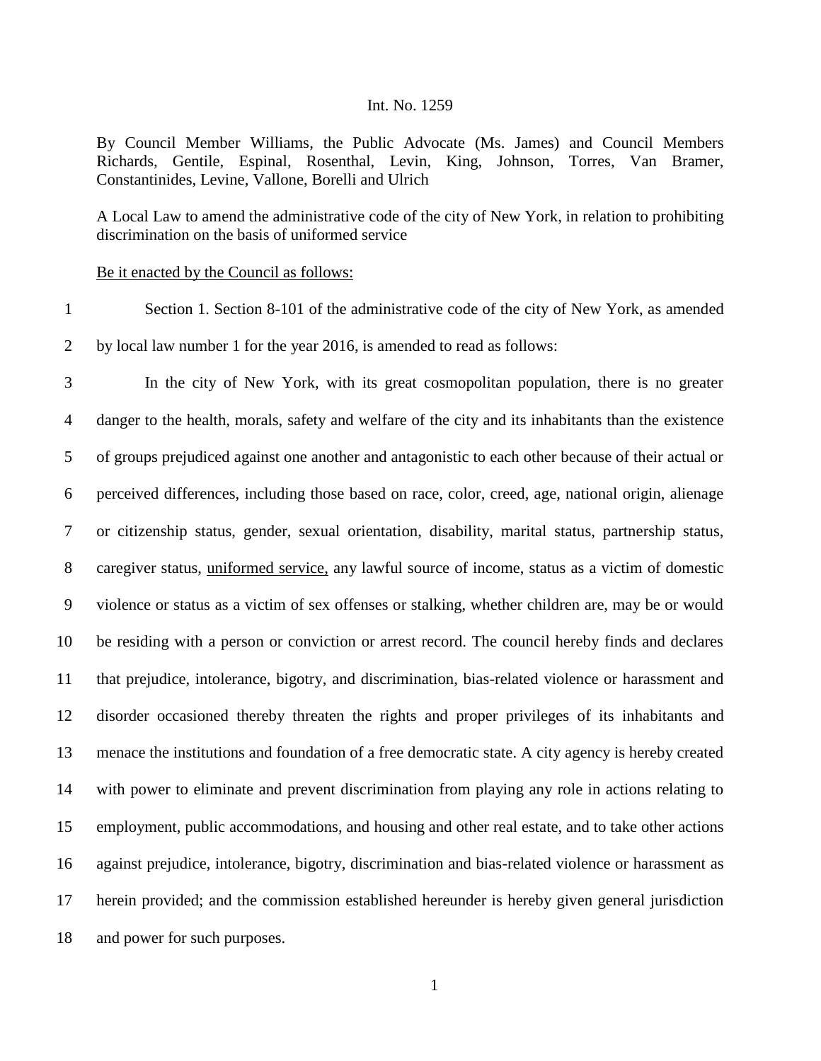Int. No. 1259

By Council Member Williams, the Public Advocate (Ms. James) and Council Members Richards, Gentile, Espinal, Rosenthal, Levin, King, Johnson, Torres, Van Bramer, Constantinides, Levine, Vallone, Borelli and Ulrich

A Local Law to amend the administrative code of the city of New York, in relation to prohibiting discrimination on the basis of uniformed service

<u>Be it enacted by the Council as follows:</u>

1 Section 1. Section 8-101 of the administrative code of the city of New York, as amended
2 by local law number 1 for the year 2016, is amended to read as follows:

3 In the city of New York, with its great cosmopolitan population, there is no greater
4 danger to the health, morals, safety and welfare of the city and its inhabitants than the existence
5 of groups prejudiced against one another and antagonistic to each other because of their actual or
6 perceived differences, including those based on race, color, creed, age, national origin, alienage
7 or citizenship status, gender, sexual orientation, disability, marital status, partnership status,
8 caregiver status, <u>uniformed service,</u> any lawful source of income, status as a victim of domestic
9 violence or status as a victim of sex offenses or stalking, whether children are, may be or would
10 be residing with a person or conviction or arrest record. The council hereby finds and declares
11 that prejudice, intolerance, bigotry, and discrimination, bias-related violence or harassment and
12 disorder occasioned thereby threaten the rights and proper privileges of its inhabitants and
13 menace the institutions and foundation of a free democratic state. A city agency is hereby created
14 with power to eliminate and prevent discrimination from playing any role in actions relating to
15 employment, public accommodations, and housing and other real estate, and to take other actions
16 against prejudice, intolerance, bigotry, discrimination and bias-related violence or harassment as
17 herein provided; and the commission established hereunder is hereby given general jurisdiction
18 and power for such purposes.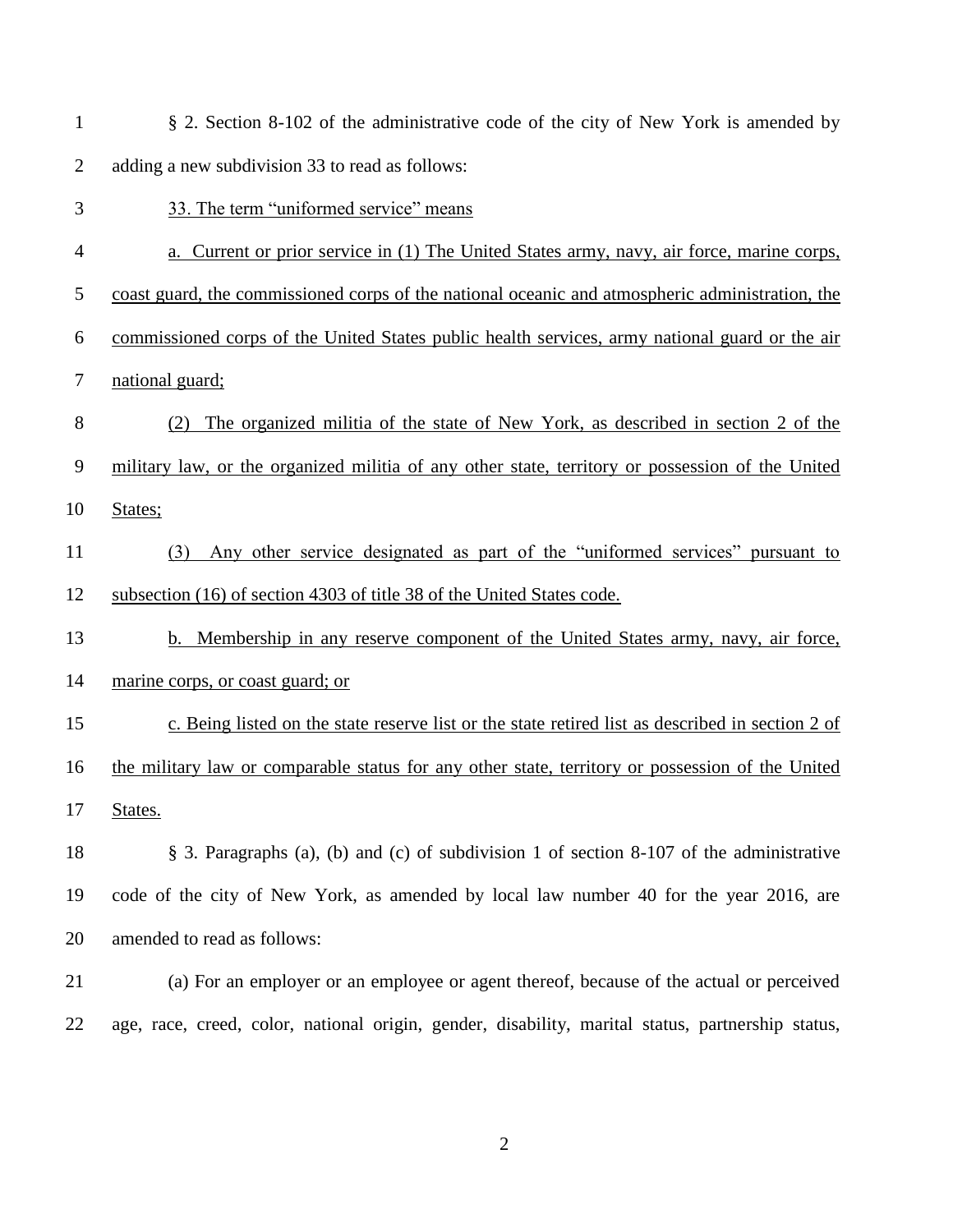§ 2. Section 8-102 of the administrative code of the city of New York is amended by adding a new subdivision 33 to read as follows:

33. The term "uniformed service" means

a. Current or prior service in (1) The United States army, navy, air force, marine corps, coast guard, the commissioned corps of the national oceanic and atmospheric administration, the commissioned corps of the United States public health services, army national guard or the air national guard;

(2) The organized militia of the state of New York, as described in section 2 of the military law, or the organized militia of any other state, territory or possession of the United States;

(3) Any other service designated as part of the "uniformed services" pursuant to subsection (16) of section 4303 of title 38 of the United States code.

b. Membership in any reserve component of the United States army, navy, air force, marine corps, or coast guard; or

c. Being listed on the state reserve list or the state retired list as described in section 2 of the military law or comparable status for any other state, territory or possession of the United States.

§ 3. Paragraphs (a), (b) and (c) of subdivision 1 of section 8-107 of the administrative code of the city of New York, as amended by local law number 40 for the year 2016, are amended to read as follows:

(a) For an employer or an employee or agent thereof, because of the actual or perceived age, race, creed, color, national origin, gender, disability, marital status, partnership status,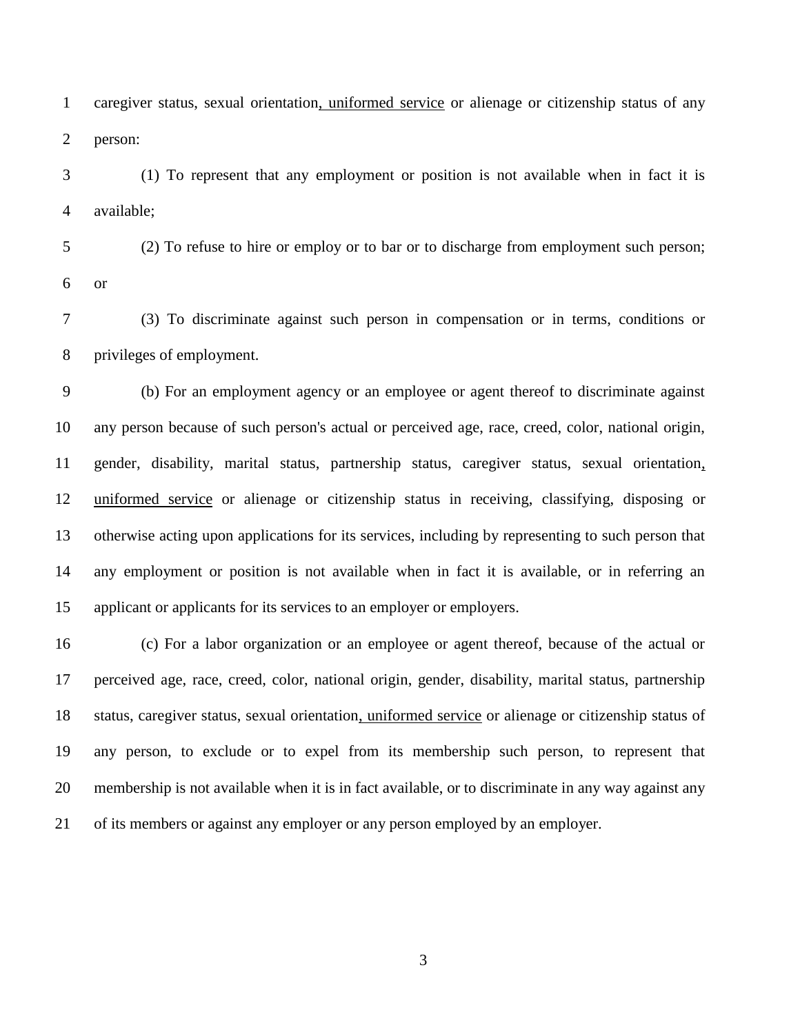caregiver status, sexual orientation<u>, uniformed service</u> or alienage or citizenship status of any person:

(1) To represent that any employment or position is not available when in fact it is available;

(2) To refuse to hire or employ or to bar or to discharge from employment such person; or

(3) To discriminate against such person in compensation or in terms, conditions or privileges of employment.

(b) For an employment agency or an employee or agent thereof to discriminate against any person because of such person's actual or perceived age, race, creed, color, national origin, gender, disability, marital status, partnership status, caregiver status, sexual orientation<u>, uniformed service</u> or alienage or citizenship status in receiving, classifying, disposing or otherwise acting upon applications for its services, including by representing to such person that any employment or position is not available when in fact it is available, or in referring an applicant or applicants for its services to an employer or employers.

(c) For a labor organization or an employee or agent thereof, because of the actual or perceived age, race, creed, color, national origin, gender, disability, marital status, partnership status, caregiver status, sexual orientation<u>, uniformed service</u> or alienage or citizenship status of any person, to exclude or to expel from its membership such person, to represent that membership is not available when it is in fact available, or to discriminate in any way against any of its members or against any employer or any person employed by an employer.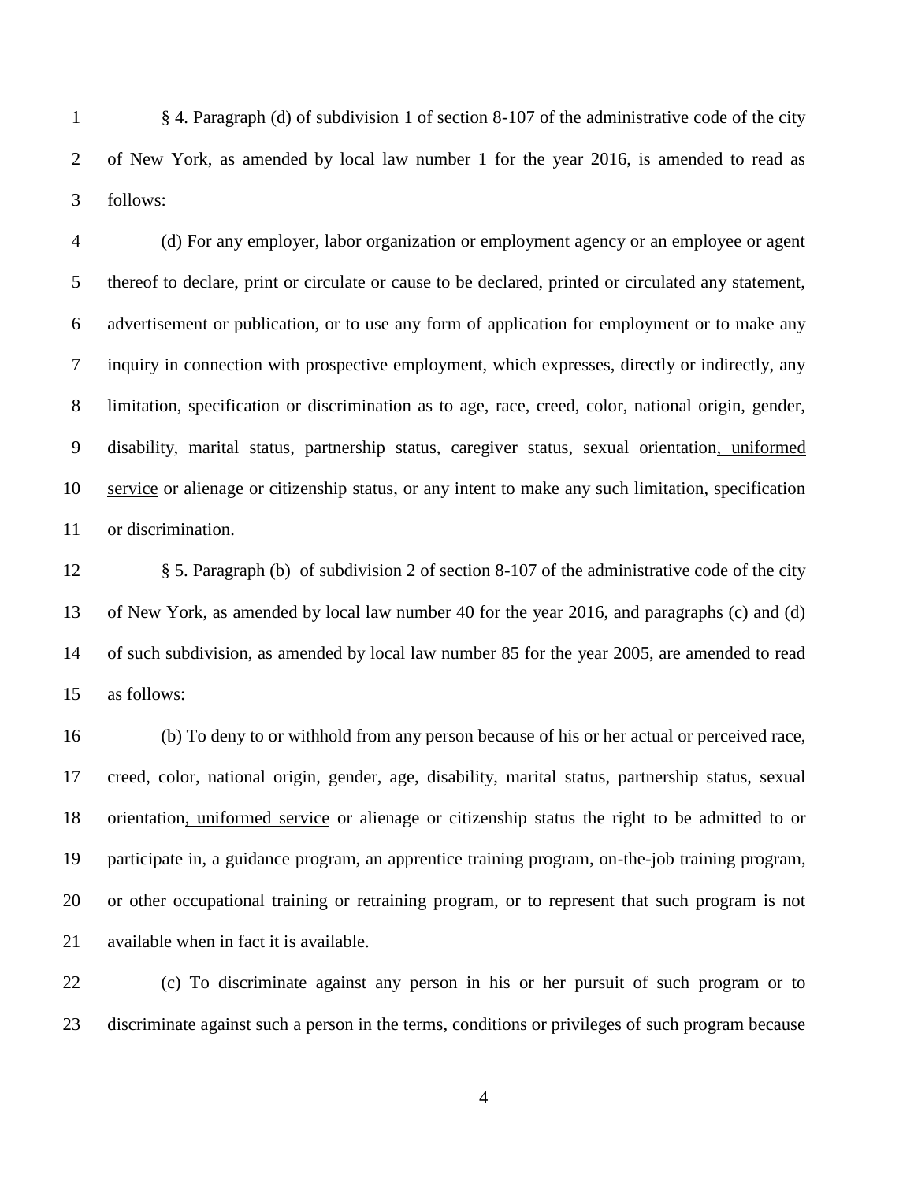§ 4. Paragraph (d) of subdivision 1 of section 8-107 of the administrative code of the city of New York, as amended by local law number 1 for the year 2016, is amended to read as follows:

(d) For any employer, labor organization or employment agency or an employee or agent thereof to declare, print or circulate or cause to be declared, printed or circulated any statement, advertisement or publication, or to use any form of application for employment or to make any inquiry in connection with prospective employment, which expresses, directly or indirectly, any limitation, specification or discrimination as to age, race, creed, color, national origin, gender, disability, marital status, partnership status, caregiver status, sexual orientation<u>, uniformed service</u> or alienage or citizenship status, or any intent to make any such limitation, specification or discrimination.

§ 5. Paragraph (b) of subdivision 2 of section 8-107 of the administrative code of the city of New York, as amended by local law number 40 for the year 2016, and paragraphs (c) and (d) of such subdivision, as amended by local law number 85 for the year 2005, are amended to read as follows:

(b) To deny to or withhold from any person because of his or her actual or perceived race, creed, color, national origin, gender, age, disability, marital status, partnership status, sexual orientation<u>, uniformed service</u> or alienage or citizenship status the right to be admitted to or participate in, a guidance program, an apprentice training program, on-the-job training program, or other occupational training or retraining program, or to represent that such program is not available when in fact it is available.

(c) To discriminate against any person in his or her pursuit of such program or to discriminate against such a person in the terms, conditions or privileges of such program because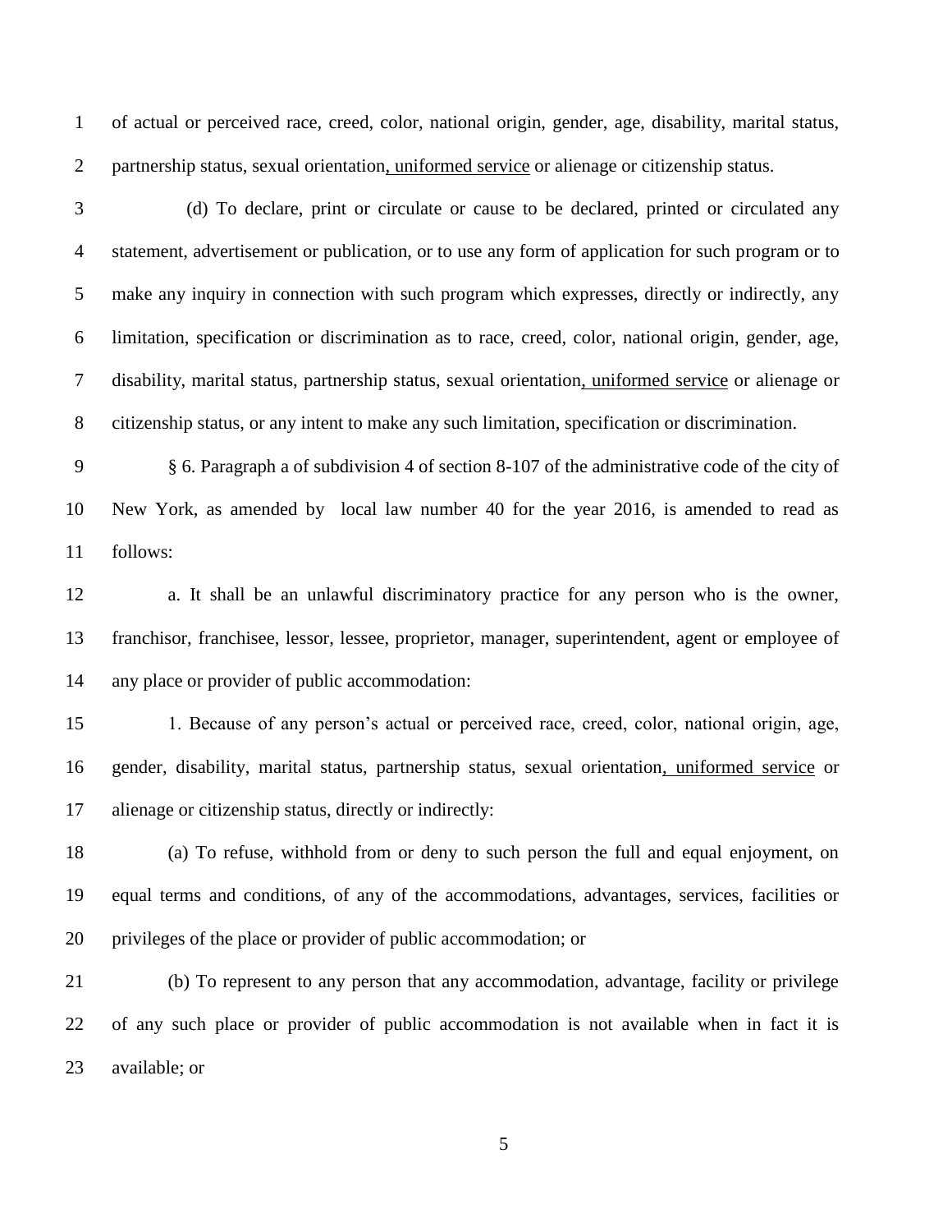of actual or perceived race, creed, color, national origin, gender, age, disability, marital status, partnership status, sexual orientation<u>, uniformed service</u> or alienage or citizenship status.

(d) To declare, print or circulate or cause to be declared, printed or circulated any statement, advertisement or publication, or to use any form of application for such program or to make any inquiry in connection with such program which expresses, directly or indirectly, any limitation, specification or discrimination as to race, creed, color, national origin, gender, age, disability, marital status, partnership status, sexual orientation<u>, uniformed service</u> or alienage or citizenship status, or any intent to make any such limitation, specification or discrimination.

§ 6. Paragraph a of subdivision 4 of section 8-107 of the administrative code of the city of New York, as amended by local law number 40 for the year 2016, is amended to read as follows:

a. It shall be an unlawful discriminatory practice for any person who is the owner, franchisor, franchisee, lessor, lessee, proprietor, manager, superintendent, agent or employee of any place or provider of public accommodation:

1. Because of any person's actual or perceived race, creed, color, national origin, age, gender, disability, marital status, partnership status, sexual orientation<u>, uniformed service</u> or alienage or citizenship status, directly or indirectly:

(a) To refuse, withhold from or deny to such person the full and equal enjoyment, on equal terms and conditions, of any of the accommodations, advantages, services, facilities or privileges of the place or provider of public accommodation; or

(b) To represent to any person that any accommodation, advantage, facility or privilege of any such place or provider of public accommodation is not available when in fact it is available; or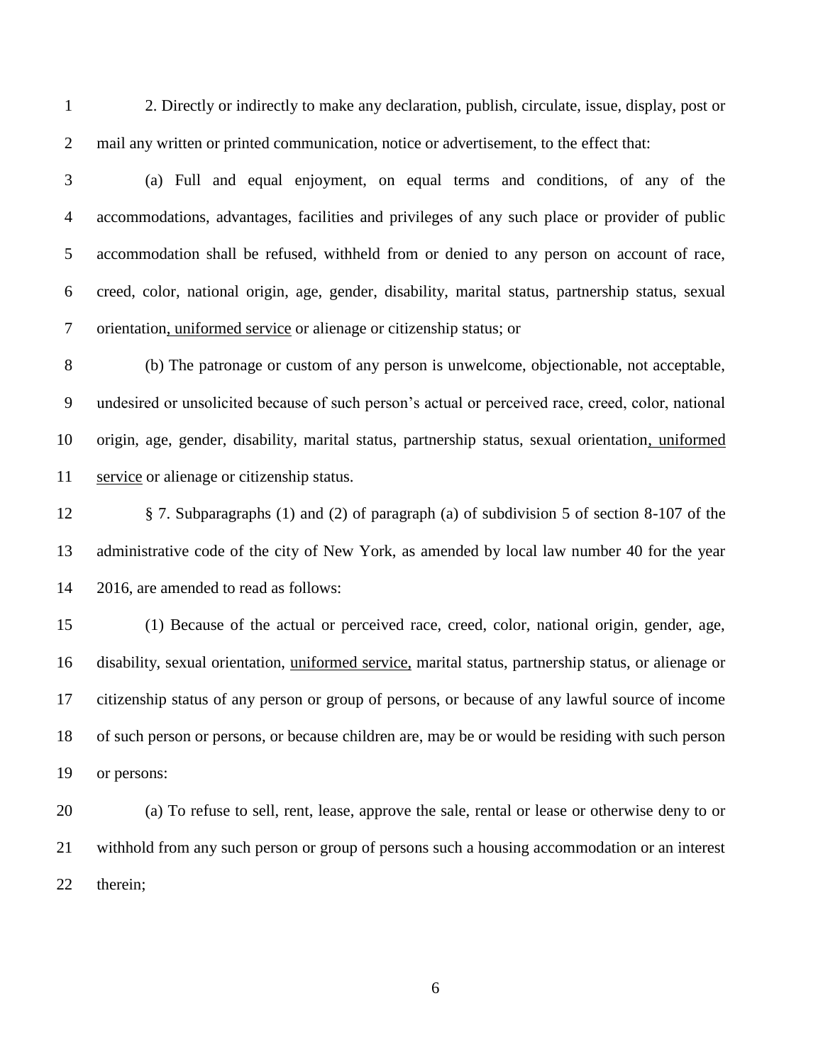2. Directly or indirectly to make any declaration, publish, circulate, issue, display, post or mail any written or printed communication, notice or advertisement, to the effect that:

(a) Full and equal enjoyment, on equal terms and conditions, of any of the accommodations, advantages, facilities and privileges of any such place or provider of public accommodation shall be refused, withheld from or denied to any person on account of race, creed, color, national origin, age, gender, disability, marital status, partnership status, sexual orientation<u>, uniformed service</u> or alienage or citizenship status; or

(b) The patronage or custom of any person is unwelcome, objectionable, not acceptable, undesired or unsolicited because of such person's actual or perceived race, creed, color, national origin, age, gender, disability, marital status, partnership status, sexual orientation<u>, uniformed service</u> or alienage or citizenship status.

§ 7. Subparagraphs (1) and (2) of paragraph (a) of subdivision 5 of section 8-107 of the administrative code of the city of New York, as amended by local law number 40 for the year 2016, are amended to read as follows:

(1) Because of the actual or perceived race, creed, color, national origin, gender, age, disability, sexual orientation, <u>uniformed service,</u> marital status, partnership status, or alienage or citizenship status of any person or group of persons, or because of any lawful source of income of such person or persons, or because children are, may be or would be residing with such person or persons:

(a) To refuse to sell, rent, lease, approve the sale, rental or lease or otherwise deny to or withhold from any such person or group of persons such a housing accommodation or an interest therein;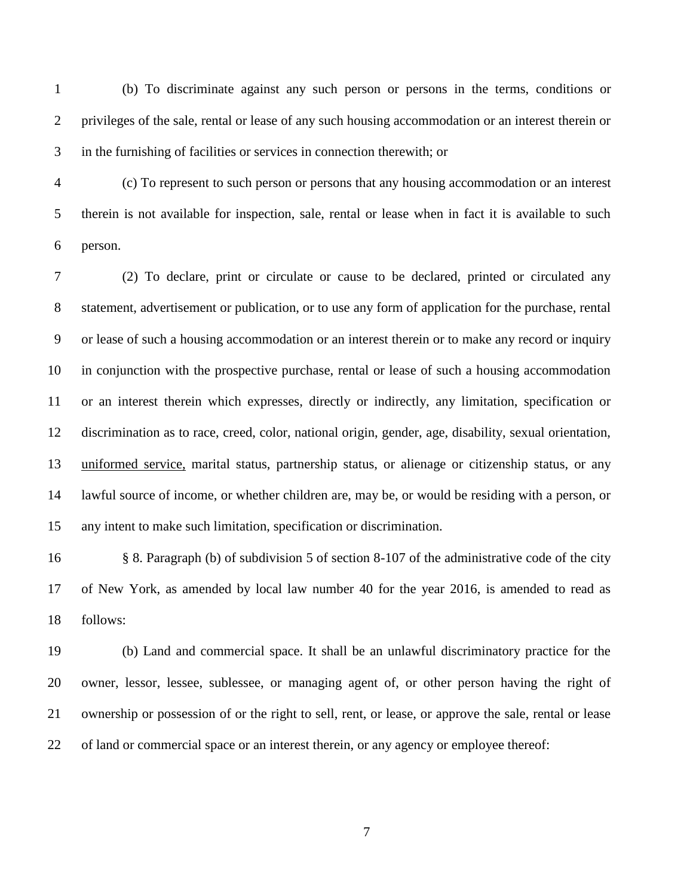(b) To discriminate against any such person or persons in the terms, conditions or privileges of the sale, rental or lease of any such housing accommodation or an interest therein or in the furnishing of facilities or services in connection therewith; or

(c) To represent to such person or persons that any housing accommodation or an interest therein is not available for inspection, sale, rental or lease when in fact it is available to such person.

(2) To declare, print or circulate or cause to be declared, printed or circulated any statement, advertisement or publication, or to use any form of application for the purchase, rental or lease of such a housing accommodation or an interest therein or to make any record or inquiry in conjunction with the prospective purchase, rental or lease of such a housing accommodation or an interest therein which expresses, directly or indirectly, any limitation, specification or discrimination as to race, creed, color, national origin, gender, age, disability, sexual orientation, <u>uniformed service,</u> marital status, partnership status, or alienage or citizenship status, or any lawful source of income, or whether children are, may be, or would be residing with a person, or any intent to make such limitation, specification or discrimination.

§ 8. Paragraph (b) of subdivision 5 of section 8-107 of the administrative code of the city of New York, as amended by local law number 40 for the year 2016, is amended to read as follows:

(b) Land and commercial space. It shall be an unlawful discriminatory practice for the owner, lessor, lessee, sublessee, or managing agent of, or other person having the right of ownership or possession of or the right to sell, rent, or lease, or approve the sale, rental or lease of land or commercial space or an interest therein, or any agency or employee thereof: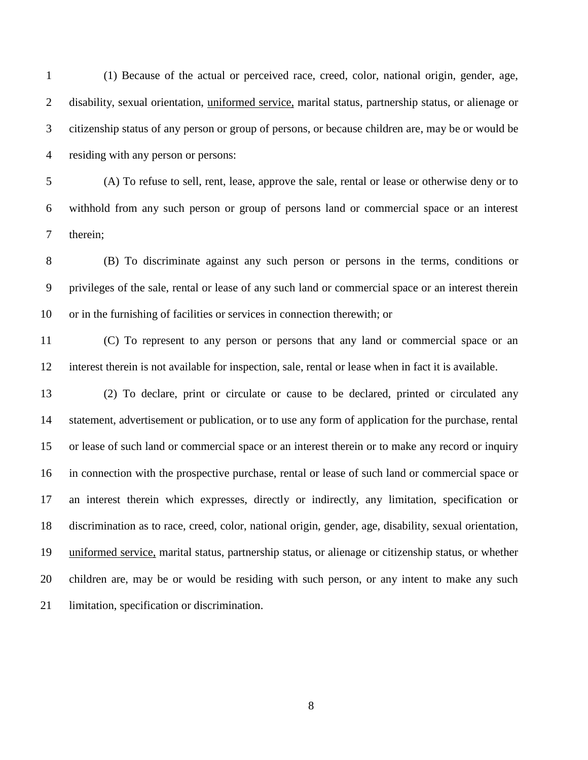(1) Because of the actual or perceived race, creed, color, national origin, gender, age, disability, sexual orientation, <u>uniformed service,</u> marital status, partnership status, or alienage or citizenship status of any person or group of persons, or because children are, may be or would be residing with any person or persons:

(A) To refuse to sell, rent, lease, approve the sale, rental or lease or otherwise deny or to withhold from any such person or group of persons land or commercial space or an interest therein;

(B) To discriminate against any such person or persons in the terms, conditions or privileges of the sale, rental or lease of any such land or commercial space or an interest therein or in the furnishing of facilities or services in connection therewith; or

(C) To represent to any person or persons that any land or commercial space or an interest therein is not available for inspection, sale, rental or lease when in fact it is available.

(2) To declare, print or circulate or cause to be declared, printed or circulated any statement, advertisement or publication, or to use any form of application for the purchase, rental or lease of such land or commercial space or an interest therein or to make any record or inquiry in connection with the prospective purchase, rental or lease of such land or commercial space or an interest therein which expresses, directly or indirectly, any limitation, specification or discrimination as to race, creed, color, national origin, gender, age, disability, sexual orientation, <u>uniformed service,</u> marital status, partnership status, or alienage or citizenship status, or whether children are, may be or would be residing with such person, or any intent to make any such limitation, specification or discrimination.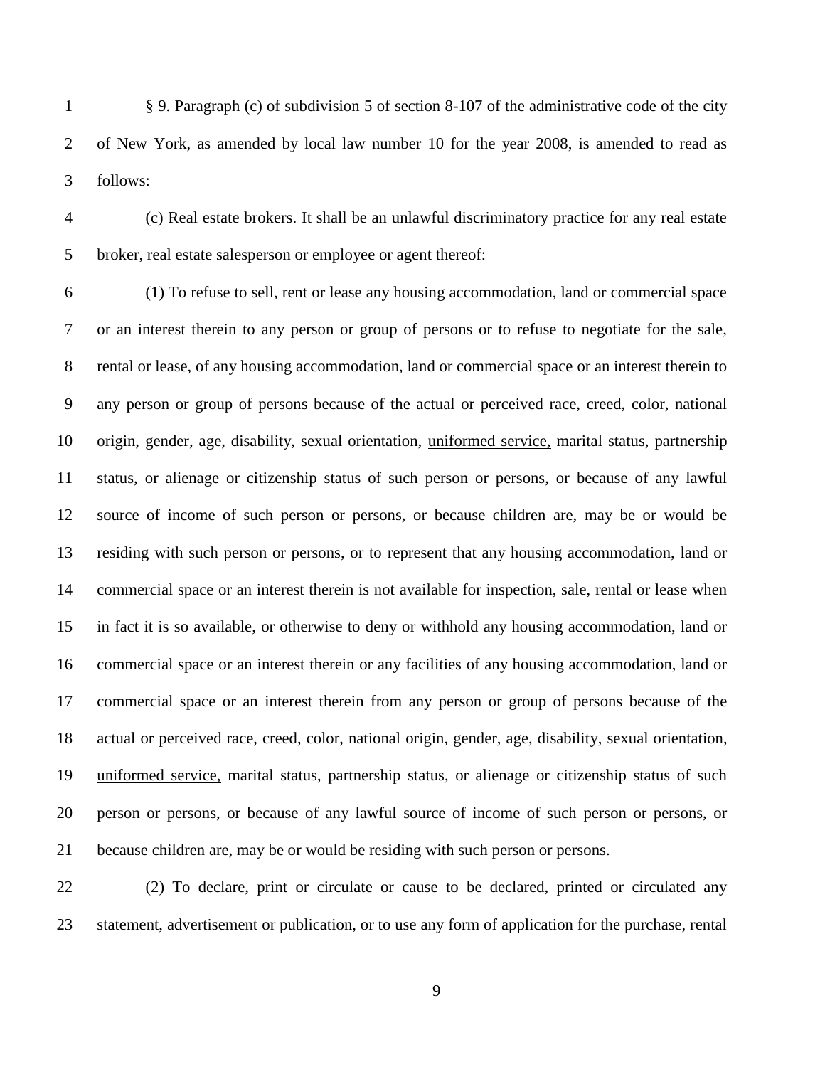§ 9. Paragraph (c) of subdivision 5 of section 8-107 of the administrative code of the city of New York, as amended by local law number 10 for the year 2008, is amended to read as follows:

(c) Real estate brokers. It shall be an unlawful discriminatory practice for any real estate broker, real estate salesperson or employee or agent thereof:

(1) To refuse to sell, rent or lease any housing accommodation, land or commercial space or an interest therein to any person or group of persons or to refuse to negotiate for the sale, rental or lease, of any housing accommodation, land or commercial space or an interest therein to any person or group of persons because of the actual or perceived race, creed, color, national origin, gender, age, disability, sexual orientation, <u>uniformed service,</u> marital status, partnership status, or alienage or citizenship status of such person or persons, or because of any lawful source of income of such person or persons, or because children are, may be or would be residing with such person or persons, or to represent that any housing accommodation, land or commercial space or an interest therein is not available for inspection, sale, rental or lease when in fact it is so available, or otherwise to deny or withhold any housing accommodation, land or commercial space or an interest therein or any facilities of any housing accommodation, land or commercial space or an interest therein from any person or group of persons because of the actual or perceived race, creed, color, national origin, gender, age, disability, sexual orientation, <u>uniformed service,</u> marital status, partnership status, or alienage or citizenship status of such person or persons, or because of any lawful source of income of such person or persons, or because children are, may be or would be residing with such person or persons.

(2) To declare, print or circulate or cause to be declared, printed or circulated any statement, advertisement or publication, or to use any form of application for the purchase, rental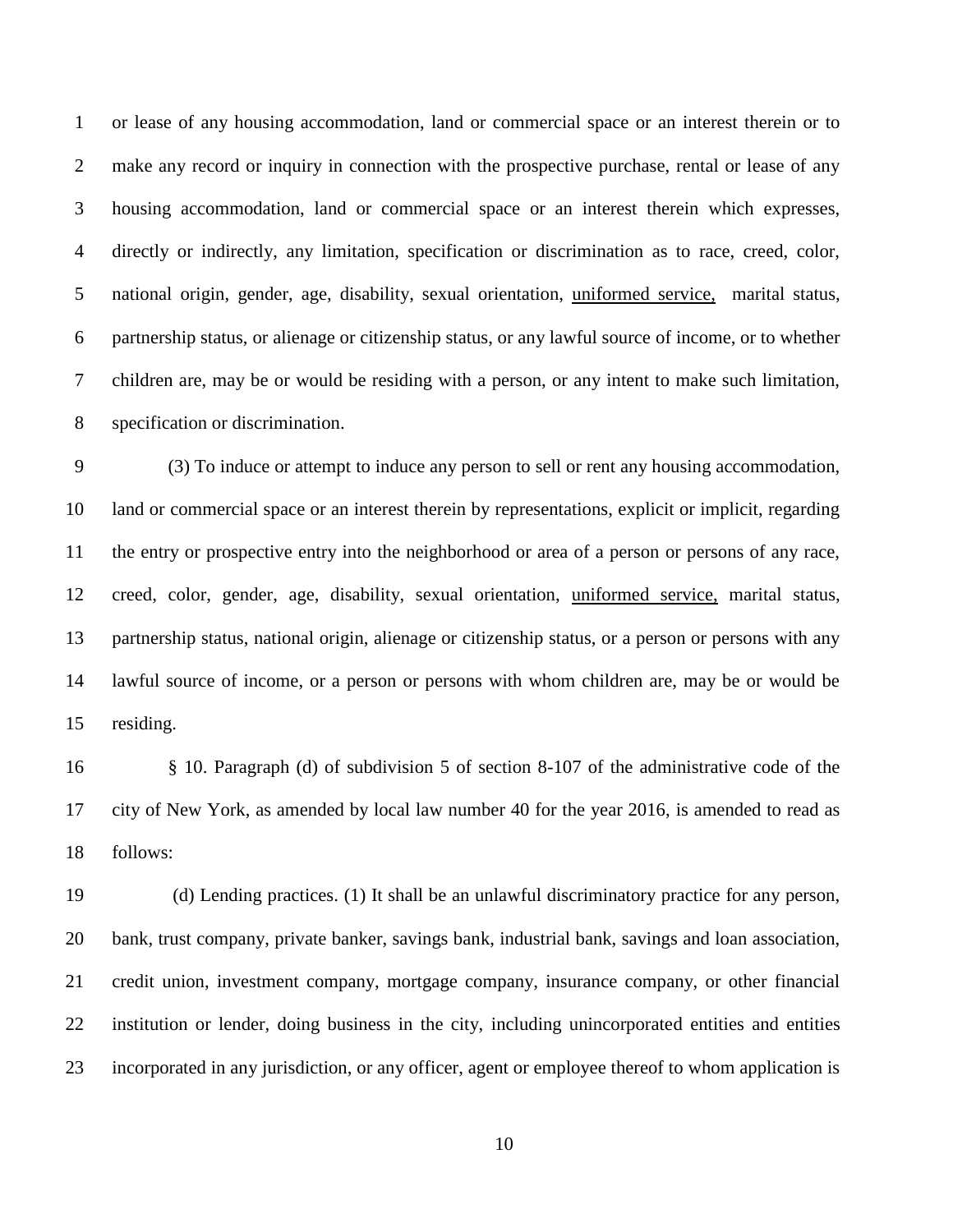or lease of any housing accommodation, land or commercial space or an interest therein or to make any record or inquiry in connection with the prospective purchase, rental or lease of any housing accommodation, land or commercial space or an interest therein which expresses, directly or indirectly, any limitation, specification or discrimination as to race, creed, color, national origin, gender, age, disability, sexual orientation, <u>uniformed service,</u> marital status, partnership status, or alienage or citizenship status, or any lawful source of income, or to whether children are, may be or would be residing with a person, or any intent to make such limitation, specification or discrimination.

(3) To induce or attempt to induce any person to sell or rent any housing accommodation, land or commercial space or an interest therein by representations, explicit or implicit, regarding the entry or prospective entry into the neighborhood or area of a person or persons of any race, creed, color, gender, age, disability, sexual orientation, <u>uniformed service,</u> marital status, partnership status, national origin, alienage or citizenship status, or a person or persons with any lawful source of income, or a person or persons with whom children are, may be or would be residing.

§ 10. Paragraph (d) of subdivision 5 of section 8-107 of the administrative code of the city of New York, as amended by local law number 40 for the year 2016, is amended to read as follows:

(d) Lending practices. (1) It shall be an unlawful discriminatory practice for any person, bank, trust company, private banker, savings bank, industrial bank, savings and loan association, credit union, investment company, mortgage company, insurance company, or other financial institution or lender, doing business in the city, including unincorporated entities and entities incorporated in any jurisdiction, or any officer, agent or employee thereof to whom application is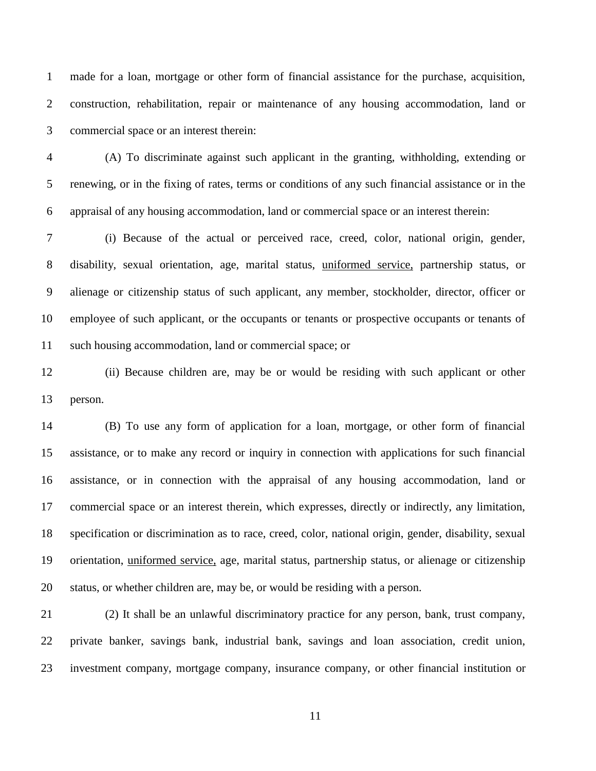made for a loan, mortgage or other form of financial assistance for the purchase, acquisition, construction, rehabilitation, repair or maintenance of any housing accommodation, land or commercial space or an interest therein:

(A) To discriminate against such applicant in the granting, withholding, extending or renewing, or in the fixing of rates, terms or conditions of any such financial assistance or in the appraisal of any housing accommodation, land or commercial space or an interest therein:

(i) Because of the actual or perceived race, creed, color, national origin, gender, disability, sexual orientation, age, marital status, <u>uniformed service,</u> partnership status, or alienage or citizenship status of such applicant, any member, stockholder, director, officer or employee of such applicant, or the occupants or tenants or prospective occupants or tenants of such housing accommodation, land or commercial space; or

(ii) Because children are, may be or would be residing with such applicant or other person.

(B) To use any form of application for a loan, mortgage, or other form of financial assistance, or to make any record or inquiry in connection with applications for such financial assistance, or in connection with the appraisal of any housing accommodation, land or commercial space or an interest therein, which expresses, directly or indirectly, any limitation, specification or discrimination as to race, creed, color, national origin, gender, disability, sexual orientation, <u>uniformed service,</u> age, marital status, partnership status, or alienage or citizenship status, or whether children are, may be, or would be residing with a person.

(2) It shall be an unlawful discriminatory practice for any person, bank, trust company, private banker, savings bank, industrial bank, savings and loan association, credit union, investment company, mortgage company, insurance company, or other financial institution or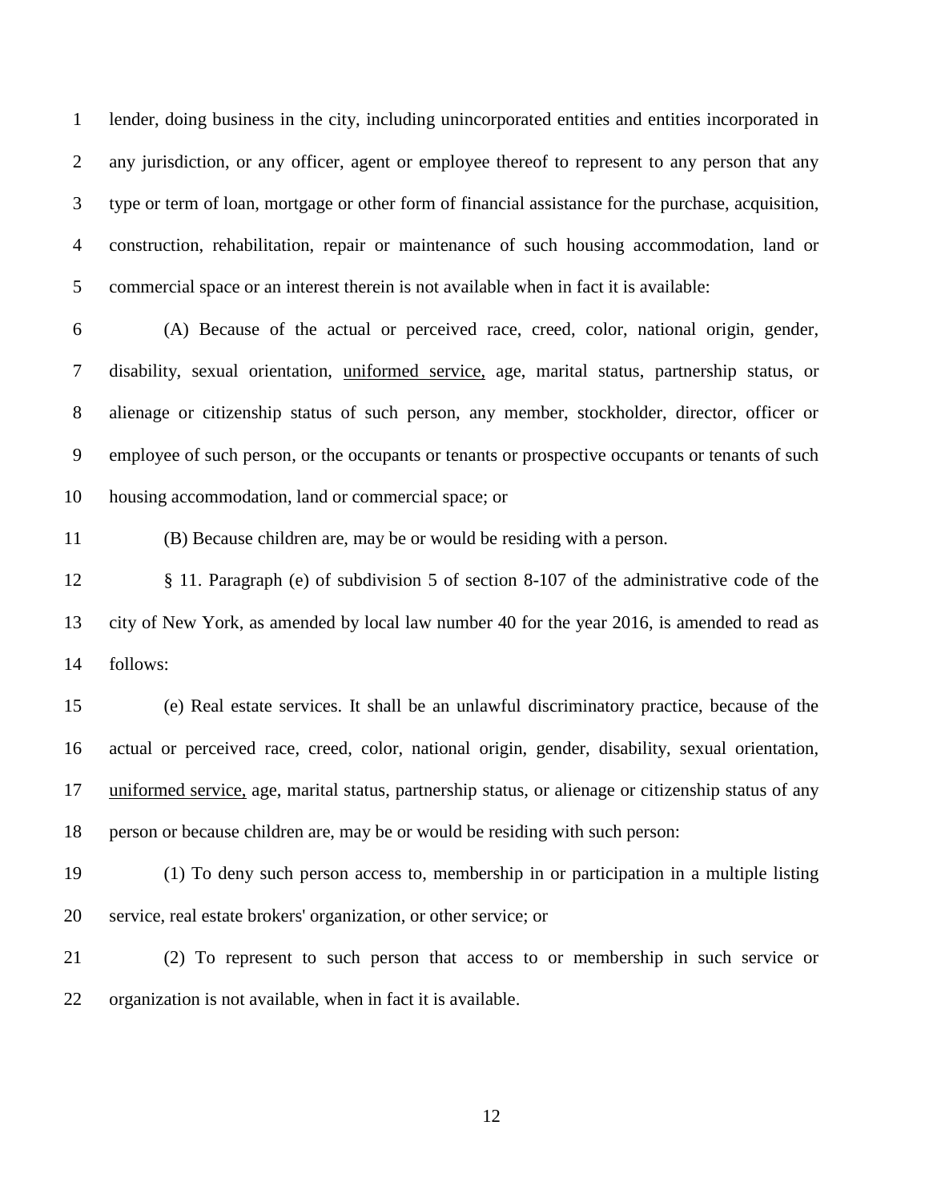lender, doing business in the city, including unincorporated entities and entities incorporated in any jurisdiction, or any officer, agent or employee thereof to represent to any person that any type or term of loan, mortgage or other form of financial assistance for the purchase, acquisition, construction, rehabilitation, repair or maintenance of such housing accommodation, land or commercial space or an interest therein is not available when in fact it is available:

(A) Because of the actual or perceived race, creed, color, national origin, gender, disability, sexual orientation, <u>uniformed service,</u> age, marital status, partnership status, or alienage or citizenship status of such person, any member, stockholder, director, officer or employee of such person, or the occupants or tenants or prospective occupants or tenants of such housing accommodation, land or commercial space; or

(B) Because children are, may be or would be residing with a person.

§ 11. Paragraph (e) of subdivision 5 of section 8-107 of the administrative code of the city of New York, as amended by local law number 40 for the year 2016, is amended to read as follows:

(e) Real estate services. It shall be an unlawful discriminatory practice, because of the actual or perceived race, creed, color, national origin, gender, disability, sexual orientation, <u>uniformed service,</u> age, marital status, partnership status, or alienage or citizenship status of any person or because children are, may be or would be residing with such person:

(1) To deny such person access to, membership in or participation in a multiple listing service, real estate brokers' organization, or other service; or

(2) To represent to such person that access to or membership in such service or organization is not available, when in fact it is available.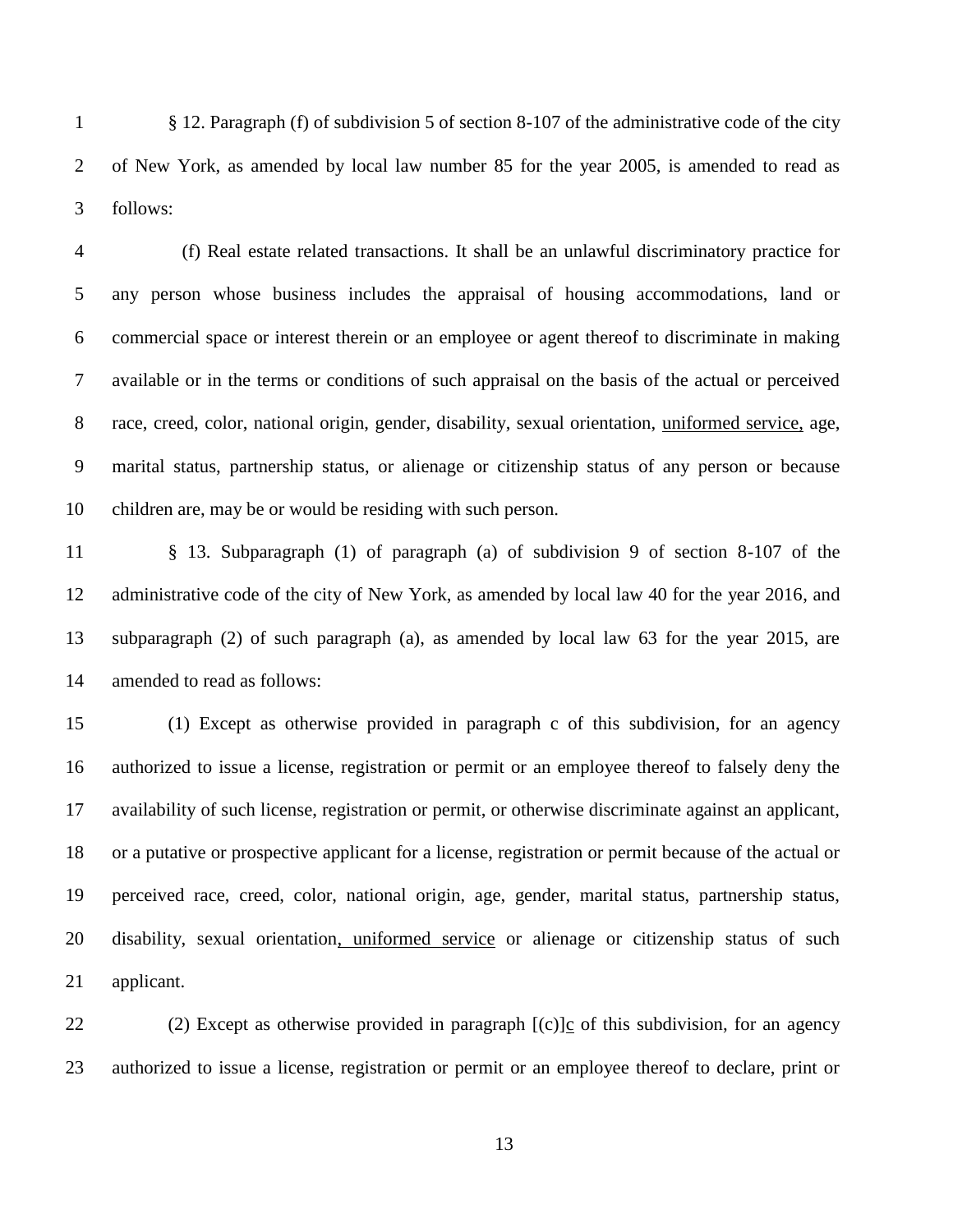§ 12. Paragraph (f) of subdivision 5 of section 8-107 of the administrative code of the city of New York, as amended by local law number 85 for the year 2005, is amended to read as follows:

(f) Real estate related transactions. It shall be an unlawful discriminatory practice for any person whose business includes the appraisal of housing accommodations, land or commercial space or interest therein or an employee or agent thereof to discriminate in making available or in the terms or conditions of such appraisal on the basis of the actual or perceived race, creed, color, national origin, gender, disability, sexual orientation, <u>uniformed service,</u> age, marital status, partnership status, or alienage or citizenship status of any person or because children are, may be or would be residing with such person.

§ 13. Subparagraph (1) of paragraph (a) of subdivision 9 of section 8-107 of the administrative code of the city of New York, as amended by local law 40 for the year 2016, and subparagraph (2) of such paragraph (a), as amended by local law 63 for the year 2015, are amended to read as follows:

(1) Except as otherwise provided in paragraph c of this subdivision, for an agency authorized to issue a license, registration or permit or an employee thereof to falsely deny the availability of such license, registration or permit, or otherwise discriminate against an applicant, or a putative or prospective applicant for a license, registration or permit because of the actual or perceived race, creed, color, national origin, age, gender, marital status, partnership status, disability, sexual orientation<u>, uniformed service</u> or alienage or citizenship status of such applicant.

(2) Except as otherwise provided in paragraph [(c)]<u>c</u> of this subdivision, for an agency authorized to issue a license, registration or permit or an employee thereof to declare, print or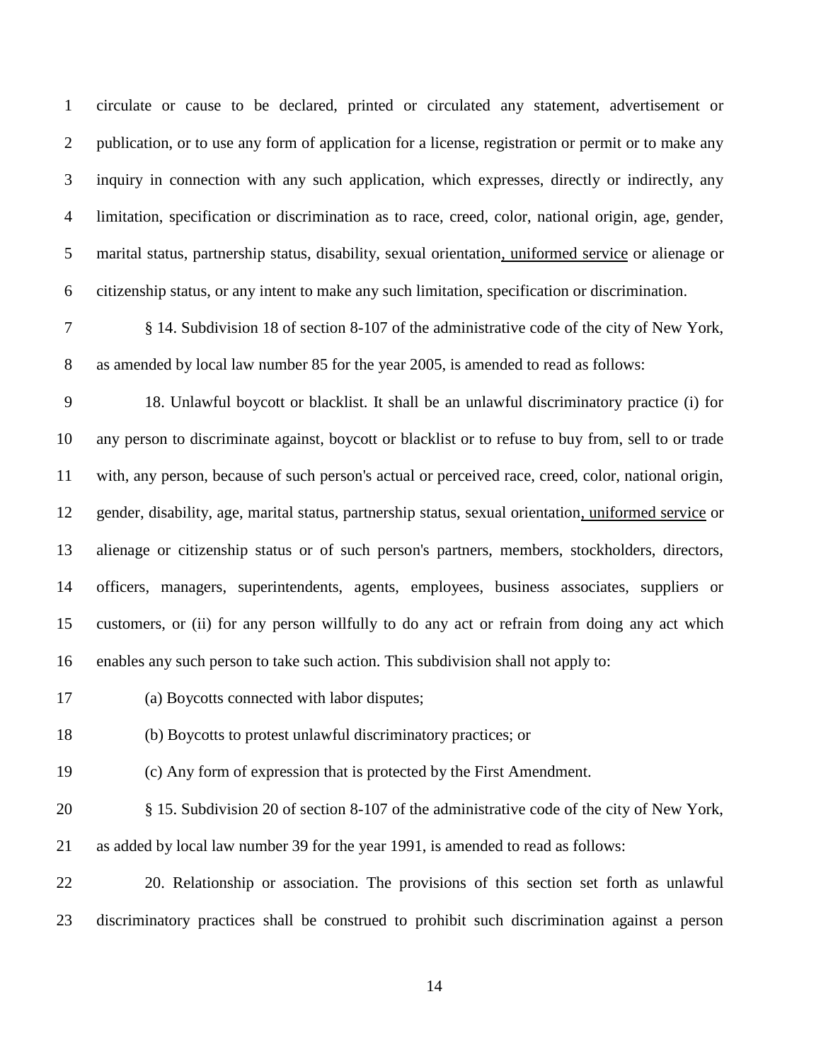circulate or cause to be declared, printed or circulated any statement, advertisement or publication, or to use any form of application for a license, registration or permit or to make any inquiry in connection with any such application, which expresses, directly or indirectly, any limitation, specification or discrimination as to race, creed, color, national origin, age, gender, marital status, partnership status, disability, sexual orientation<u>, uniformed service</u> or alienage or citizenship status, or any intent to make any such limitation, specification or discrimination.

§ 14. Subdivision 18 of section 8-107 of the administrative code of the city of New York, as amended by local law number 85 for the year 2005, is amended to read as follows:

18. Unlawful boycott or blacklist. It shall be an unlawful discriminatory practice (i) for any person to discriminate against, boycott or blacklist or to refuse to buy from, sell to or trade with, any person, because of such person's actual or perceived race, creed, color, national origin, gender, disability, age, marital status, partnership status, sexual orientation<u>, uniformed service</u> or alienage or citizenship status or of such person's partners, members, stockholders, directors, officers, managers, superintendents, agents, employees, business associates, suppliers or customers, or (ii) for any person willfully to do any act or refrain from doing any act which enables any such person to take such action. This subdivision shall not apply to:

(a) Boycotts connected with labor disputes;

(b) Boycotts to protest unlawful discriminatory practices; or

(c) Any form of expression that is protected by the First Amendment.

§ 15. Subdivision 20 of section 8-107 of the administrative code of the city of New York, as added by local law number 39 for the year 1991, is amended to read as follows:

20. Relationship or association. The provisions of this section set forth as unlawful discriminatory practices shall be construed to prohibit such discrimination against a person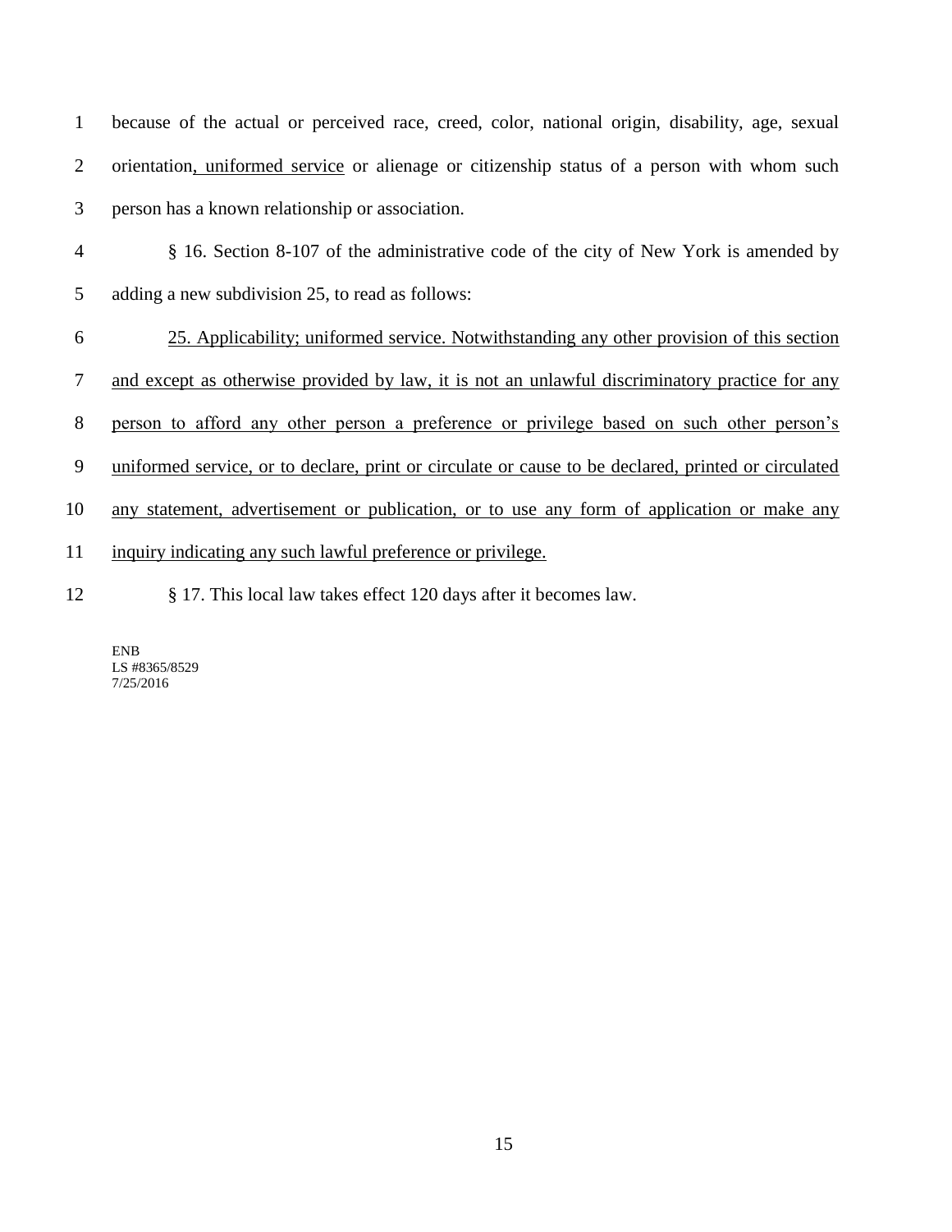because of the actual or perceived race, creed, color, national origin, disability, age, sexual orientation, uniformed service or alienage or citizenship status of a person with whom such person has a known relationship or association.

§ 16. Section 8-107 of the administrative code of the city of New York is amended by adding a new subdivision 25, to read as follows:

25. Applicability; uniformed service. Notwithstanding any other provision of this section and except as otherwise provided by law, it is not an unlawful discriminatory practice for any person to afford any other person a preference or privilege based on such other person's uniformed service, or to declare, print or circulate or cause to be declared, printed or circulated any statement, advertisement or publication, or to use any form of application or make any inquiry indicating any such lawful preference or privilege.

§ 17. This local law takes effect 120 days after it becomes law.

ENB
LS #8365/8529
7/25/2016